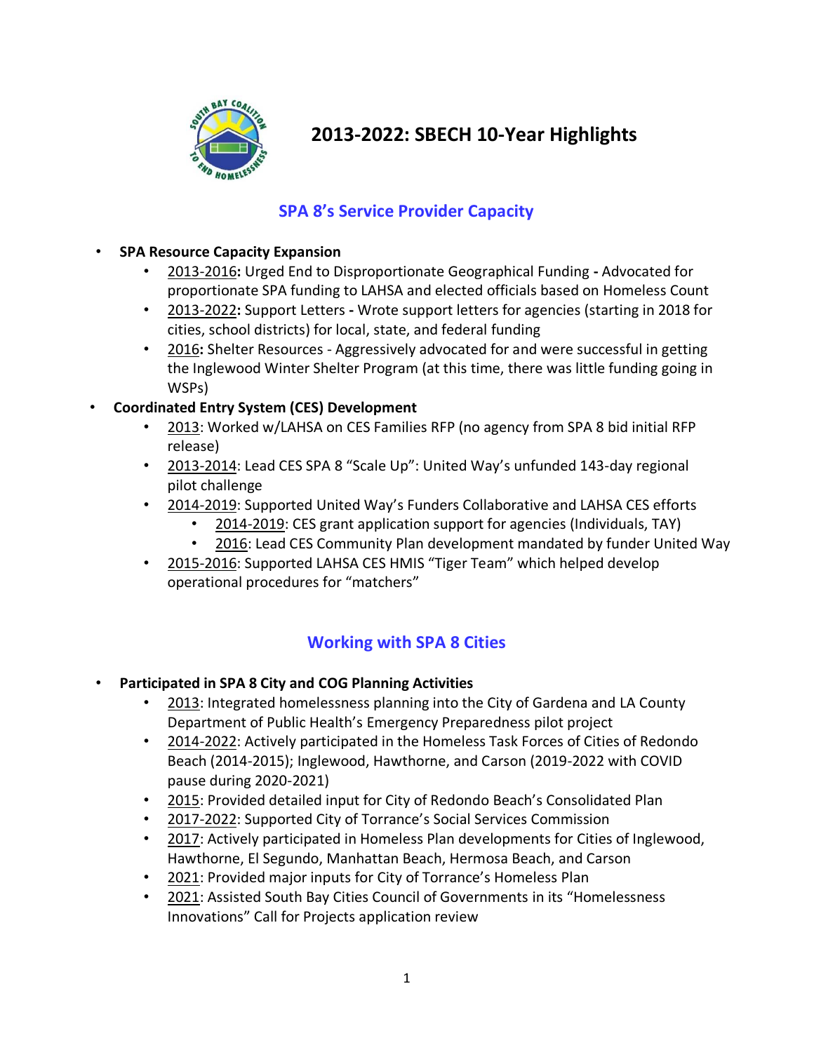# 2013-2022: SBECH 10-Year Highlights

## SPA 8's Service Provider Capacity

- **SPA Resource Capacity Expansion**
  - 2013-2016**:** Urged End to Disproportionate Geographical Funding **-** Advocated for proportionate SPA funding to LAHSA and elected officials based on Homeless Count
  - 2013-2022**:** Support Letters **-** Wrote support letters for agencies (starting in 2018 for cities, school districts) for local, state, and federal funding
  - 2016**:** Shelter Resources - Aggressively advocated for and were successful in getting the Inglewood Winter Shelter Program (at this time, there was little funding going in WSPs)
- **Coordinated Entry System (CES) Development**
  - 2013: Worked w/LAHSA on CES Families RFP (no agency from SPA 8 bid initial RFP release)
  - 2013-2014: Lead CES SPA 8 "Scale Up": United Way's unfunded 143-day regional pilot challenge
  - 2014-2019: Supported United Way's Funders Collaborative and LAHSA CES efforts
    - 2014-2019: CES grant application support for agencies (Individuals, TAY)
    - 2016: Lead CES Community Plan development mandated by funder United Way
  - 2015-2016: Supported LAHSA CES HMIS "Tiger Team" which helped develop operational procedures for "matchers"

## Working with SPA 8 Cities

- **Participated in SPA 8 City and COG Planning Activities**
  - 2013: Integrated homelessness planning into the City of Gardena and LA County Department of Public Health's Emergency Preparedness pilot project
  - 2014-2022: Actively participated in the Homeless Task Forces of Cities of Redondo Beach (2014-2015); Inglewood, Hawthorne, and Carson (2019-2022 with COVID pause during 2020-2021)
  - 2015: Provided detailed input for City of Redondo Beach's Consolidated Plan
  - 2017-2022: Supported City of Torrance's Social Services Commission
  - 2017: Actively participated in Homeless Plan developments for Cities of Inglewood, Hawthorne, El Segundo, Manhattan Beach, Hermosa Beach, and Carson
  - 2021: Provided major inputs for City of Torrance's Homeless Plan
  - 2021: Assisted South Bay Cities Council of Governments in its "Homelessness Innovations" Call for Projects application review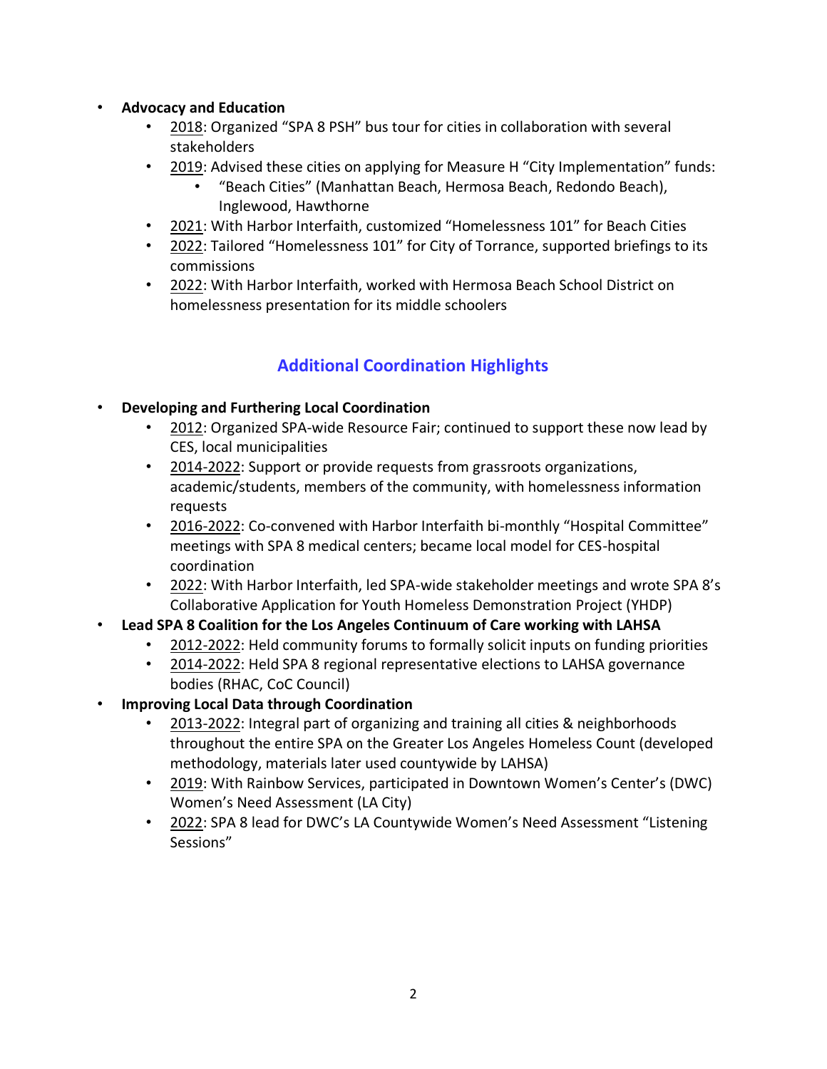- **Advocacy and Education**
  - 2018: Organized "SPA 8 PSH" bus tour for cities in collaboration with several stakeholders
  - 2019: Advised these cities on applying for Measure H "City Implementation" funds:
    - "Beach Cities" (Manhattan Beach, Hermosa Beach, Redondo Beach), Inglewood, Hawthorne
  - 2021: With Harbor Interfaith, customized "Homelessness 101" for Beach Cities
  - 2022: Tailored "Homelessness 101" for City of Torrance, supported briefings to its commissions
  - 2022: With Harbor Interfaith, worked with Hermosa Beach School District on homelessness presentation for its middle schoolers

## Additional Coordination Highlights

- **Developing and Furthering Local Coordination**
  - 2012: Organized SPA-wide Resource Fair; continued to support these now lead by CES, local municipalities
  - 2014-2022: Support or provide requests from grassroots organizations, academic/students, members of the community, with homelessness information requests
  - 2016-2022: Co-convened with Harbor Interfaith bi-monthly "Hospital Committee" meetings with SPA 8 medical centers; became local model for CES-hospital coordination
  - 2022: With Harbor Interfaith, led SPA-wide stakeholder meetings and wrote SPA 8's Collaborative Application for Youth Homeless Demonstration Project (YHDP)
- **Lead SPA 8 Coalition for the Los Angeles Continuum of Care working with LAHSA**
  - 2012-2022: Held community forums to formally solicit inputs on funding priorities
  - 2014-2022: Held SPA 8 regional representative elections to LAHSA governance bodies (RHAC, CoC Council)
- **Improving Local Data through Coordination**
  - 2013-2022: Integral part of organizing and training all cities & neighborhoods throughout the entire SPA on the Greater Los Angeles Homeless Count (developed methodology, materials later used countywide by LAHSA)
  - 2019: With Rainbow Services, participated in Downtown Women's Center's (DWC) Women's Need Assessment (LA City)
  - 2022: SPA 8 lead for DWC's LA Countywide Women's Need Assessment "Listening Sessions"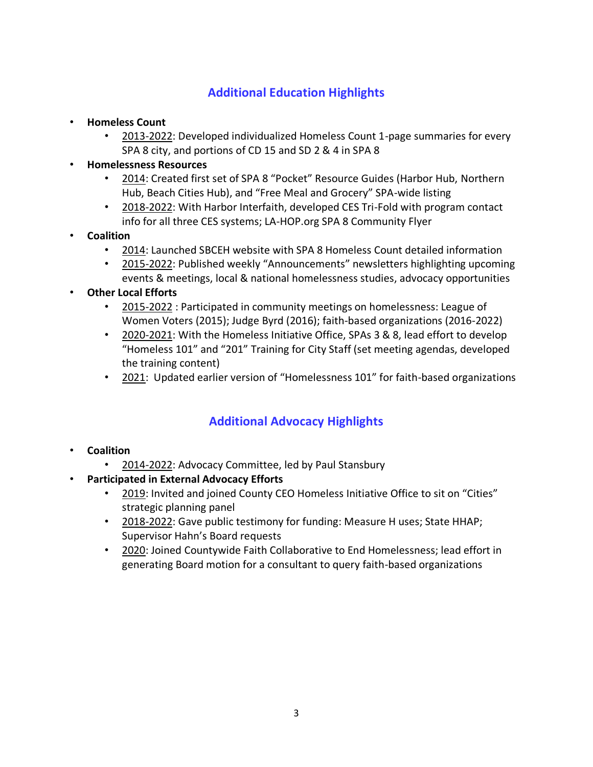## Additional Education Highlights

- **Homeless Count**
  - 2013-2022: Developed individualized Homeless Count 1-page summaries for every SPA 8 city, and portions of CD 15 and SD 2 & 4 in SPA 8
- **Homelessness Resources**
  - 2014: Created first set of SPA 8 "Pocket" Resource Guides (Harbor Hub, Northern Hub, Beach Cities Hub), and "Free Meal and Grocery" SPA-wide listing
  - 2018-2022: With Harbor Interfaith, developed CES Tri-Fold with program contact info for all three CES systems; LA-HOP.org SPA 8 Community Flyer
- **Coalition**
  - 2014: Launched SBCEH website with SPA 8 Homeless Count detailed information
  - 2015-2022: Published weekly "Announcements" newsletters highlighting upcoming events & meetings, local & national homelessness studies, advocacy opportunities
- **Other Local Efforts**
  - 2015-2022 : Participated in community meetings on homelessness: League of Women Voters (2015); Judge Byrd (2016); faith-based organizations (2016-2022)
  - 2020-2021: With the Homeless Initiative Office, SPAs 3 & 8, lead effort to develop "Homeless 101" and "201" Training for City Staff (set meeting agendas, developed the training content)
  - 2021: Updated earlier version of "Homelessness 101" for faith-based organizations

## Additional Advocacy Highlights

- **Coalition**
  - 2014-2022: Advocacy Committee, led by Paul Stansbury
- **Participated in External Advocacy Efforts**
  - 2019: Invited and joined County CEO Homeless Initiative Office to sit on "Cities" strategic planning panel
  - 2018-2022: Gave public testimony for funding: Measure H uses; State HHAP; Supervisor Hahn's Board requests
  - 2020: Joined Countywide Faith Collaborative to End Homelessness; lead effort in generating Board motion for a consultant to query faith-based organizations